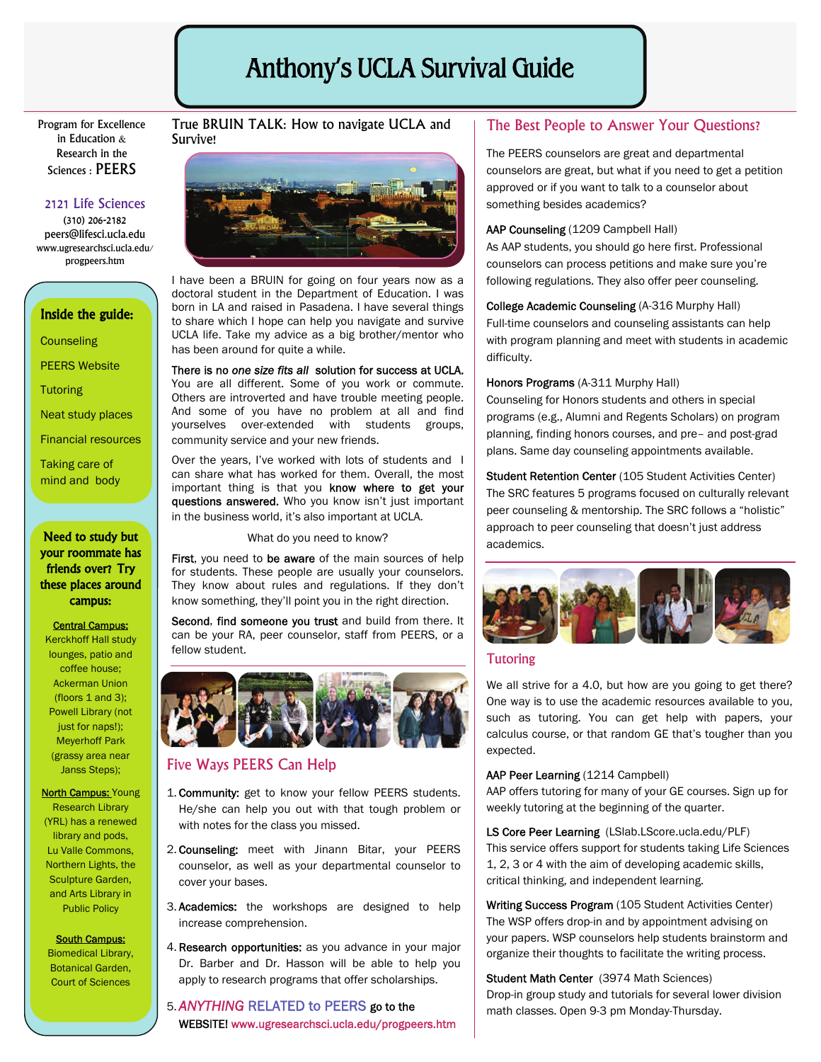# Anthony's UCLA Survival Guide

Program for Excellence in Education & Research in the Sciences : PEERS

2121 Life Sciences
(310) 206-2182
peers@lifesci.ucla.edu
www.ugresearchsci.ucla.edu/progpeers.htm

**Inside the guide:**

- Counseling
- PEERS Website
- Tutoring
- Neat study places
- Financial resources
- Taking care of mind and body

**Need to study but your roommate has friends over? Try these places around campus:**

**Central Campus:** Kerckhoff Hall study lounges, patio and coffee house; Ackerman Union (floors 1 and 3); Powell Library (not just for naps!); Meyerhoff Park (grassy area near Janss Steps);

**North Campus:** Young Research Library (YRL) has a renewed library and pods, Lu Valle Commons, Northern Lights, the Sculpture Garden, and Arts Library in Public Policy

**South Campus:** Biomedical Library, Botanical Garden, Court of Sciences

## True BRUIN TALK: How to navigate UCLA and Survive!

I have been a BRUIN for going on four years now as a doctoral student in the Department of Education. I was born in LA and raised in Pasadena. I have several things to share which I hope can help you navigate and survive UCLA life. Take my advice as a big brother/mentor who has been around for quite a while.

**There is no *one size fits all* solution for success at UCLA.** You are all different. Some of you work or commute. Others are introverted and have trouble meeting people. And some of you have no problem at all and find yourselves over-extended with students groups, community service and your new friends.

Over the years, I've worked with lots of students and I can share what has worked for them. Overall, the most important thing is that you **know where to get your questions answered.** Who you know isn't just important in the business world, it's also important at UCLA.

What do you need to know?

**First**, you need to **be aware** of the main sources of help for students. These people are usually your counselors. They know about rules and regulations. If they don't know something, they'll point you in the right direction.

**Second**, **find someone you trust** and build from there. It can be your RA, peer counselor, staff from PEERS, or a fellow student.

## Five Ways PEERS Can Help

1. **Community:** get to know your fellow PEERS students. He/she can help you out with that tough problem or with notes for the class you missed.
2. **Counseling:** meet with Jinann Bitar, your PEERS counselor, as well as your departmental counselor to cover your bases.
3. **Academics:** the workshops are designed to help increase comprehension.
4. **Research opportunities:** as you advance in your major Dr. Barber and Dr. Hasson will be able to help you apply to research programs that offer scholarships.
5. ***ANYTHING* RELATED to PEERS go to the WEBSITE!** www.ugresearchsci.ucla.edu/progpeers.htm

## The Best People to Answer Your Questions?

The PEERS counselors are great and departmental counselors are great, but what if you need to get a petition approved or if you want to talk to a counselor about something besides academics?

**AAP Counseling** (1209 Campbell Hall)
As AAP students, you should go here first. Professional counselors can process petitions and make sure you're following regulations. They also offer peer counseling.

**College Academic Counseling** (A-316 Murphy Hall)
Full-time counselors and counseling assistants can help with program planning and meet with students in academic difficulty.

**Honors Programs** (A-311 Murphy Hall)
Counseling for Honors students and others in special programs (e.g., Alumni and Regents Scholars) on program planning, finding honors courses, and pre– and post-grad plans. Same day counseling appointments available.

**Student Retention Center** (105 Student Activities Center)
The SRC features 5 programs focused on culturally relevant peer counseling & mentorship. The SRC follows a "holistic" approach to peer counseling that doesn't just address academics.

## Tutoring

We all strive for a 4.0, but how are you going to get there? One way is to use the academic resources available to you, such as tutoring. You can get help with papers, your calculus course, or that random GE that's tougher than you expected.

**AAP Peer Learning** (1214 Campbell)
AAP offers tutoring for many of your GE courses. Sign up for weekly tutoring at the beginning of the quarter.

**LS Core Peer Learning** (LSlab.LScore.ucla.edu/PLF)
This service offers support for students taking Life Sciences 1, 2, 3 or 4 with the aim of developing academic skills, critical thinking, and independent learning.

**Writing Success Program** (105 Student Activities Center)
The WSP offers drop-in and by appointment advising on your papers. WSP counselors help students brainstorm and organize their thoughts to facilitate the writing process.

**Student Math Center** (3974 Math Sciences)
Drop-in group study and tutorials for several lower division math classes. Open 9-3 pm Monday-Thursday.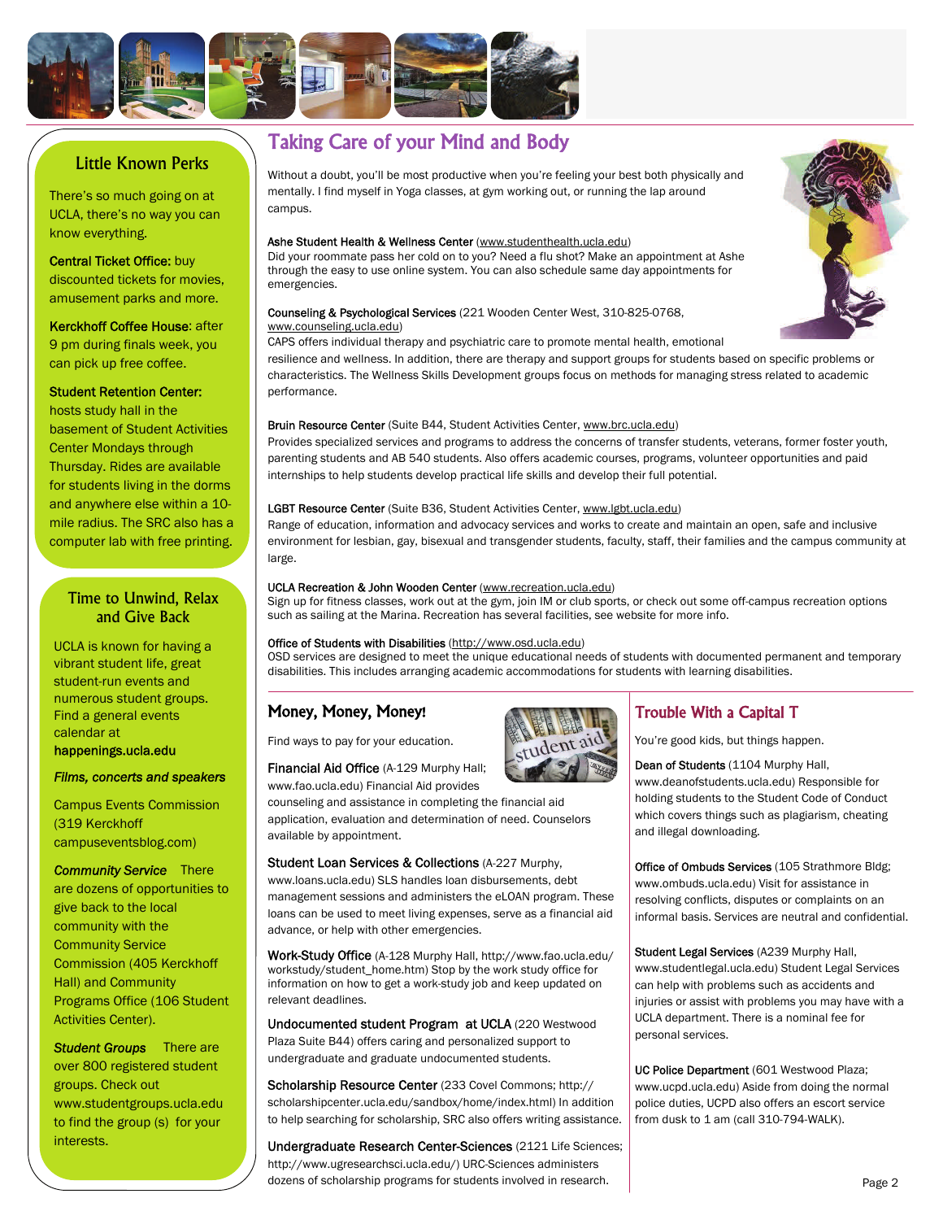## Little Known Perks

There's so much going on at UCLA, there's no way you can know everything.

**Central Ticket Office:** buy discounted tickets for movies, amusement parks and more.

**Kerckhoff Coffee House**: after 9 pm during finals week, you can pick up free coffee.

**Student Retention Center:** hosts study hall in the basement of Student Activities Center Mondays through Thursday. Rides are available for students living in the dorms and anywhere else within a 10-mile radius. The SRC also has a computer lab with free printing.

## Time to Unwind, Relax and Give Back

UCLA is known for having a vibrant student life, great student-run events and numerous student groups. Find a general events calendar at **happenings.ucla.edu**

***Films, concerts and speakers***

Campus Events Commission (319 Kerckhoff campuseventsblog.com)

***Community Service*** There are dozens of opportunities to give back to the local community with the Community Service Commission (405 Kerckhoff Hall) and Community Programs Office (106 Student Activities Center).

***Student Groups*** There are over 800 registered student groups. Check out www.studentgroups.ucla.edu to find the group (s) for your interests.

## Taking Care of your Mind and Body

Without a doubt, you'll be most productive when you're feeling your best both physically and mentally. I find myself in Yoga classes, at gym working out, or running the lap around campus.

**Ashe Student Health & Wellness Center** (www.studenthealth.ucla.edu)
Did your roommate pass her cold on to you? Need a flu shot? Make an appointment at Ashe through the easy to use online system. You can also schedule same day appointments for emergencies.

**Counseling & Psychological Services** (221 Wooden Center West, 310-825-0768, www.counseling.ucla.edu)
CAPS offers individual therapy and psychiatric care to promote mental health, emotional resilience and wellness. In addition, there are therapy and support groups for students based on specific problems or characteristics. The Wellness Skills Development groups focus on methods for managing stress related to academic performance.

**Bruin Resource Center** (Suite B44, Student Activities Center, www.brc.ucla.edu)
Provides specialized services and programs to address the concerns of transfer students, veterans, former foster youth, parenting students and AB 540 students. Also offers academic courses, programs, volunteer opportunities and paid internships to help students develop practical life skills and develop their full potential.

**LGBT Resource Center** (Suite B36, Student Activities Center, www.lgbt.ucla.edu)
Range of education, information and advocacy services and works to create and maintain an open, safe and inclusive environment for lesbian, gay, bisexual and transgender students, faculty, staff, their families and the campus community at large.

**UCLA Recreation & John Wooden Center** (www.recreation.ucla.edu)
Sign up for fitness classes, work out at the gym, join IM or club sports, or check out some off-campus recreation options such as sailing at the Marina. Recreation has several facilities, see website for more info.

**Office of Students with Disabilities** (http://www.osd.ucla.edu)
OSD services are designed to meet the unique educational needs of students with documented permanent and temporary disabilities. This includes arranging academic accommodations for students with learning disabilities.

## Money, Money, Money!

Find ways to pay for your education.

**Financial Aid Office** (A-129 Murphy Hall; www.fao.ucla.edu) Financial Aid provides counseling and assistance in completing the financial aid application, evaluation and determination of need. Counselors available by appointment.

**Student Loan Services & Collections** (A-227 Murphy, www.loans.ucla.edu) SLS handles loan disbursements, debt management sessions and administers the eLOAN program. These loans can be used to meet living expenses, serve as a financial aid advance, or help with other emergencies.

**Work-Study Office** (A-128 Murphy Hall, http://www.fao.ucla.edu/workstudy/student_home.htm) Stop by the work study office for information on how to get a work-study job and keep updated on relevant deadlines.

**Undocumented student Program at UCLA** (220 Westwood Plaza Suite B44) offers caring and personalized support to undergraduate and graduate undocumented students.

**Scholarship Resource Center** (233 Covel Commons; http://scholarshipcenter.ucla.edu/sandbox/home/index.html) In addition to help searching for scholarship, SRC also offers writing assistance.

**Undergraduate Research Center-Sciences** (2121 Life Sciences; http://www.ugresearchsci.ucla.edu/) URC-Sciences administers dozens of scholarship programs for students involved in research.

## Trouble With a Capital T

You're good kids, but things happen.

**Dean of Students** (1104 Murphy Hall, www.deanofstudents.ucla.edu) Responsible for holding students to the Student Code of Conduct which covers things such as plagiarism, cheating and illegal downloading.

**Office of Ombuds Services** (105 Strathmore Bldg; www.ombuds.ucla.edu) Visit for assistance in resolving conflicts, disputes or complaints on an informal basis. Services are neutral and confidential.

**Student Legal Services** (A239 Murphy Hall, www.studentlegal.ucla.edu) Student Legal Services can help with problems such as accidents and injuries or assist with problems you may have with a UCLA department. There is a nominal fee for personal services.

**UC Police Department** (601 Westwood Plaza; www.ucpd.ucla.edu) Aside from doing the normal police duties, UCPD also offers an escort service from dusk to 1 am (call 310-794-WALK).